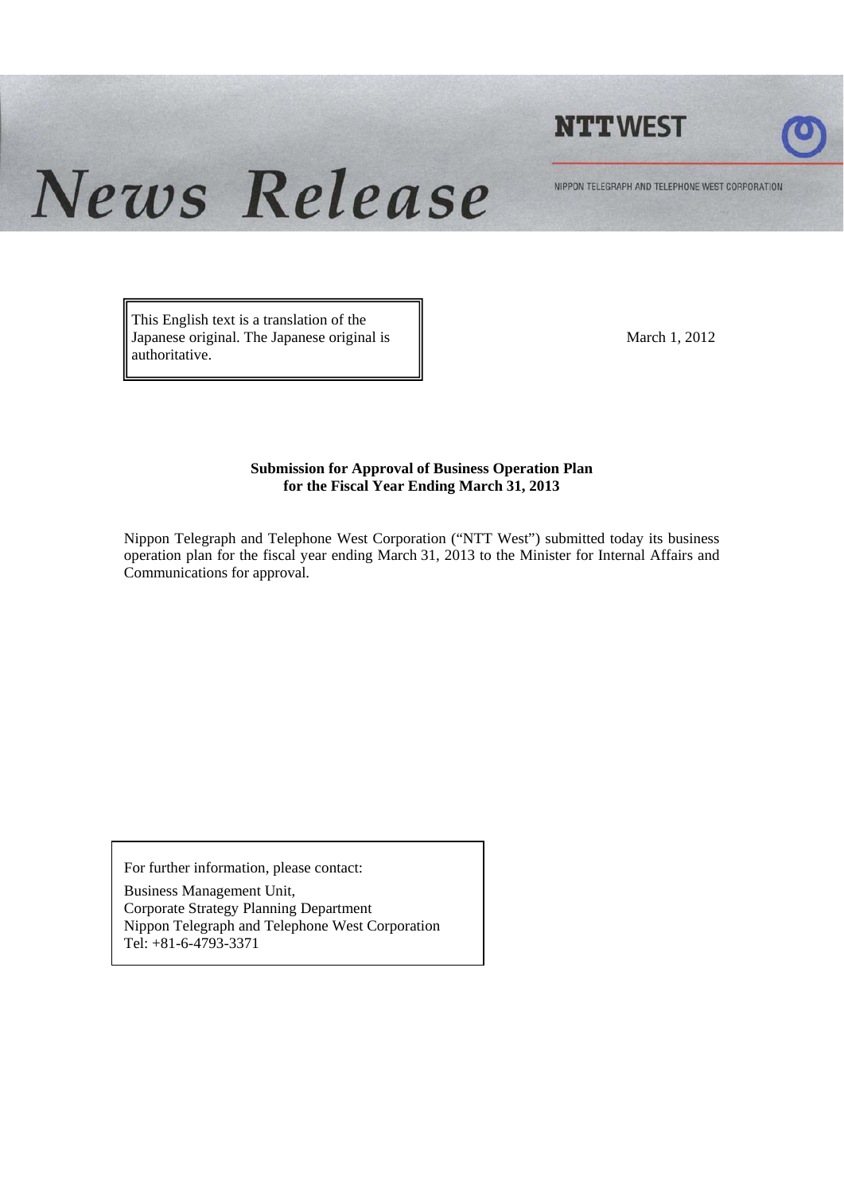# News Release

**NTT WEST**

NIPPON TELEGRAPH AND TELEPHONE WEST CORPORATION

This English text is a translation of the Japanese original. The Japanese original is authoritative.

March 1, 2012

**Submission for Approval of Business Operation Plan for the Fiscal Year Ending March 31, 2013**

Nippon Telegraph and Telephone West Corporation ("NTT West") submitted today its business operation plan for the fiscal year ending March 31, 2013 to the Minister for Internal Affairs and Communications for approval.

For further information, please contact:

Business Management Unit,
Corporate Strategy Planning Department
Nippon Telegraph and Telephone West Corporation
Tel: +81-6-4793-3371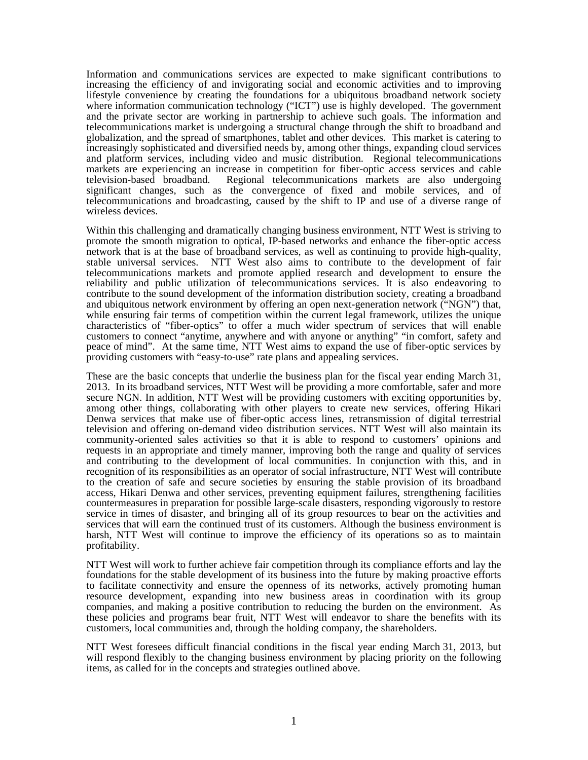Information and communications services are expected to make significant contributions to increasing the efficiency of and invigorating social and economic activities and to improving lifestyle convenience by creating the foundations for a ubiquitous broadband network society where information communication technology ("ICT") use is highly developed. The government and the private sector are working in partnership to achieve such goals. The information and telecommunications market is undergoing a structural change through the shift to broadband and globalization, and the spread of smartphones, tablet and other devices. This market is catering to increasingly sophisticated and diversified needs by, among other things, expanding cloud services and platform services, including video and music distribution. Regional telecommunications markets are experiencing an increase in competition for fiber-optic access services and cable television-based broadband. Regional telecommunications markets are also undergoing significant changes, such as the convergence of fixed and mobile services, and of telecommunications and broadcasting, caused by the shift to IP and use of a diverse range of wireless devices.

Within this challenging and dramatically changing business environment, NTT West is striving to promote the smooth migration to optical, IP-based networks and enhance the fiber-optic access network that is at the base of broadband services, as well as continuing to provide high-quality, stable universal services. NTT West also aims to contribute to the development of fair telecommunications markets and promote applied research and development to ensure the reliability and public utilization of telecommunications services. It is also endeavoring to contribute to the sound development of the information distribution society, creating a broadband and ubiquitous network environment by offering an open next-generation network ("NGN") that, while ensuring fair terms of competition within the current legal framework, utilizes the unique characteristics of "fiber-optics" to offer a much wider spectrum of services that will enable customers to connect "anytime, anywhere and with anyone or anything" "in comfort, safety and peace of mind". At the same time, NTT West aims to expand the use of fiber-optic services by providing customers with "easy-to-use" rate plans and appealing services.

These are the basic concepts that underlie the business plan for the fiscal year ending March 31, 2013. In its broadband services, NTT West will be providing a more comfortable, safer and more secure NGN. In addition, NTT West will be providing customers with exciting opportunities by, among other things, collaborating with other players to create new services, offering Hikari Denwa services that make use of fiber-optic access lines, retransmission of digital terrestrial television and offering on-demand video distribution services. NTT West will also maintain its community-oriented sales activities so that it is able to respond to customers' opinions and requests in an appropriate and timely manner, improving both the range and quality of services and contributing to the development of local communities. In conjunction with this, and in recognition of its responsibilities as an operator of social infrastructure, NTT West will contribute to the creation of safe and secure societies by ensuring the stable provision of its broadband access, Hikari Denwa and other services, preventing equipment failures, strengthening facilities countermeasures in preparation for possible large-scale disasters, responding vigorously to restore service in times of disaster, and bringing all of its group resources to bear on the activities and services that will earn the continued trust of its customers. Although the business environment is harsh, NTT West will continue to improve the efficiency of its operations so as to maintain profitability.

NTT West will work to further achieve fair competition through its compliance efforts and lay the foundations for the stable development of its business into the future by making proactive efforts to facilitate connectivity and ensure the openness of its networks, actively promoting human resource development, expanding into new business areas in coordination with its group companies, and making a positive contribution to reducing the burden on the environment. As these policies and programs bear fruit, NTT West will endeavor to share the benefits with its customers, local communities and, through the holding company, the shareholders.

NTT West foresees difficult financial conditions in the fiscal year ending March 31, 2013, but will respond flexibly to the changing business environment by placing priority on the following items, as called for in the concepts and strategies outlined above.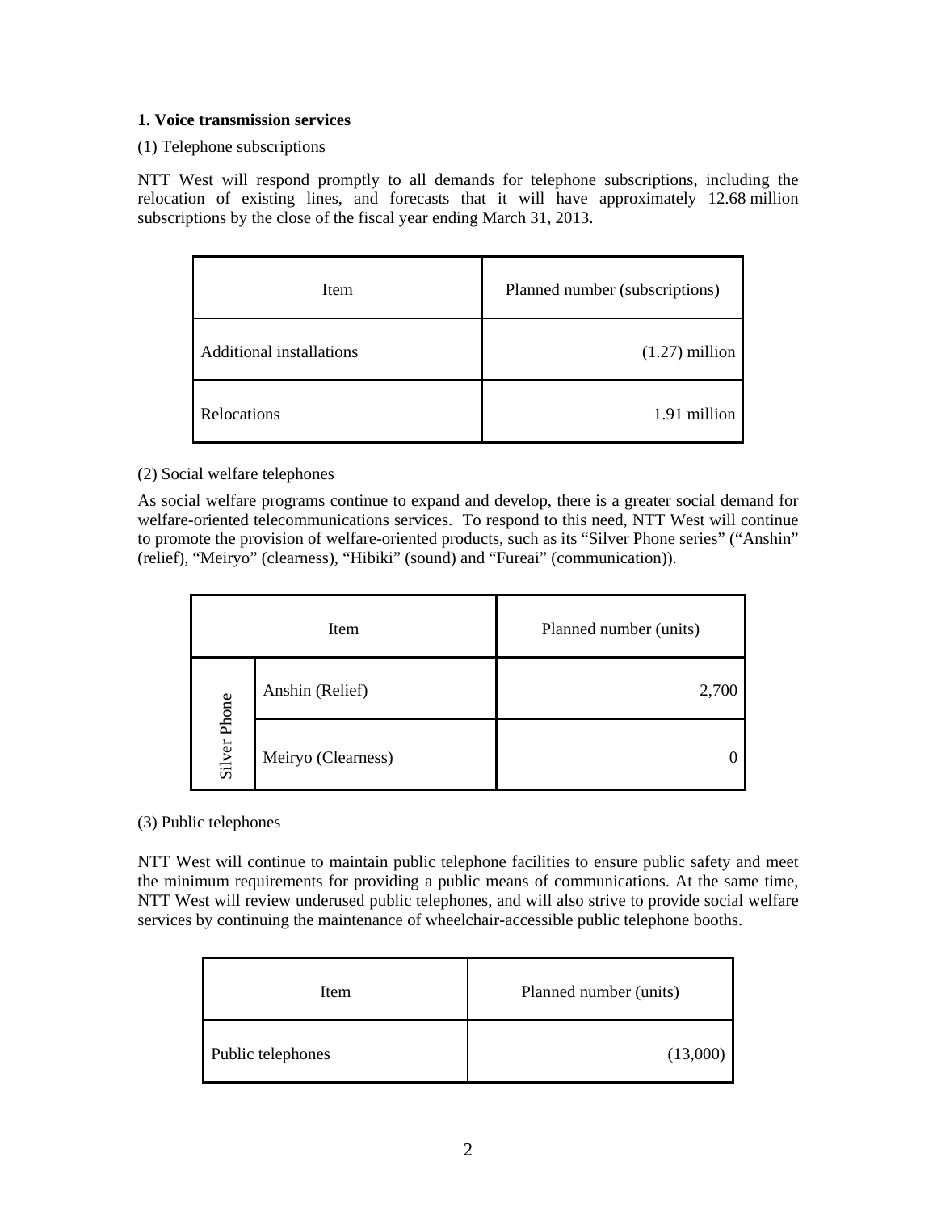**1. Voice transmission services**

(1) Telephone subscriptions

NTT West will respond promptly to all demands for telephone subscriptions, including the relocation of existing lines, and forecasts that it will have approximately 12.68 million subscriptions by the close of the fiscal year ending March 31, 2013.

| Item | Planned number (subscriptions) |
|---|---|
| Additional installations | (1.27) million |
| Relocations | 1.91 million |

(2) Social welfare telephones

As social welfare programs continue to expand and develop, there is a greater social demand for welfare-oriented telecommunications services. To respond to this need, NTT West will continue to promote the provision of welfare-oriented products, such as its "Silver Phone series" ("Anshin" (relief), "Meiryo" (clearness), "Hibiki" (sound) and "Fureai" (communication)).

| Item | | Planned number (units) |
|---|---|---|
| Silver Phone | Anshin (Relief) | 2,700 |
| | Meiryo (Clearness) | 0 |

(3) Public telephones

NTT West will continue to maintain public telephone facilities to ensure public safety and meet the minimum requirements for providing a public means of communications. At the same time, NTT West will review underused public telephones, and will also strive to provide social welfare services by continuing the maintenance of wheelchair-accessible public telephone booths.

| Item | Planned number (units) |
|---|---|
| Public telephones | (13,000) |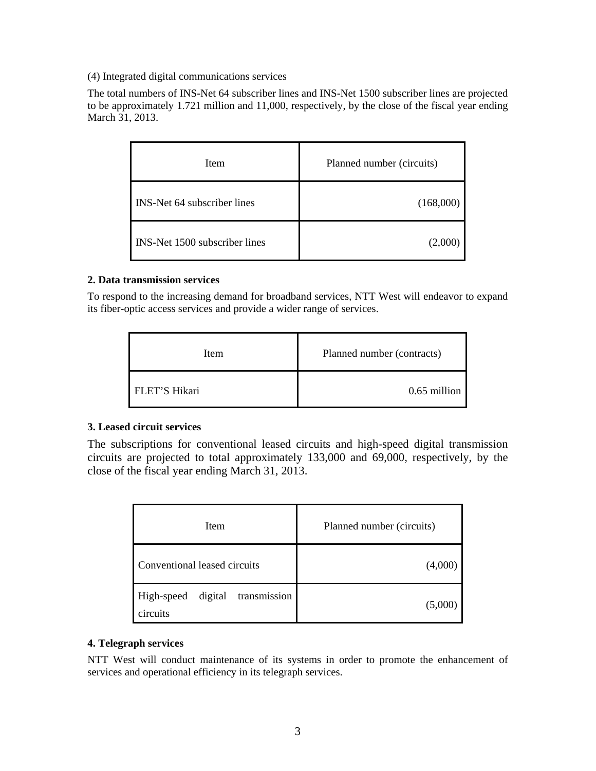(4) Integrated digital communications services

The total numbers of INS-Net 64 subscriber lines and INS-Net 1500 subscriber lines are projected to be approximately 1.721 million and 11,000, respectively, by the close of the fiscal year ending March 31, 2013.

| Item | Planned number (circuits) |
|---|---:|
| INS-Net 64 subscriber lines | (168,000) |
| INS-Net 1500 subscriber lines | (2,000) |

**2. Data transmission services**

To respond to the increasing demand for broadband services, NTT West will endeavor to expand its fiber-optic access services and provide a wider range of services.

| Item | Planned number (contracts) |
|---|---:|
| FLET'S Hikari | 0.65 million |

**3. Leased circuit services**

The subscriptions for conventional leased circuits and high-speed digital transmission circuits are projected to total approximately 133,000 and 69,000, respectively, by the close of the fiscal year ending March 31, 2013.

| Item | Planned number (circuits) |
|---|---:|
| Conventional leased circuits | (4,000) |
| High-speed digital transmission circuits | (5,000) |

**4. Telegraph services**

NTT West will conduct maintenance of its systems in order to promote the enhancement of services and operational efficiency in its telegraph services.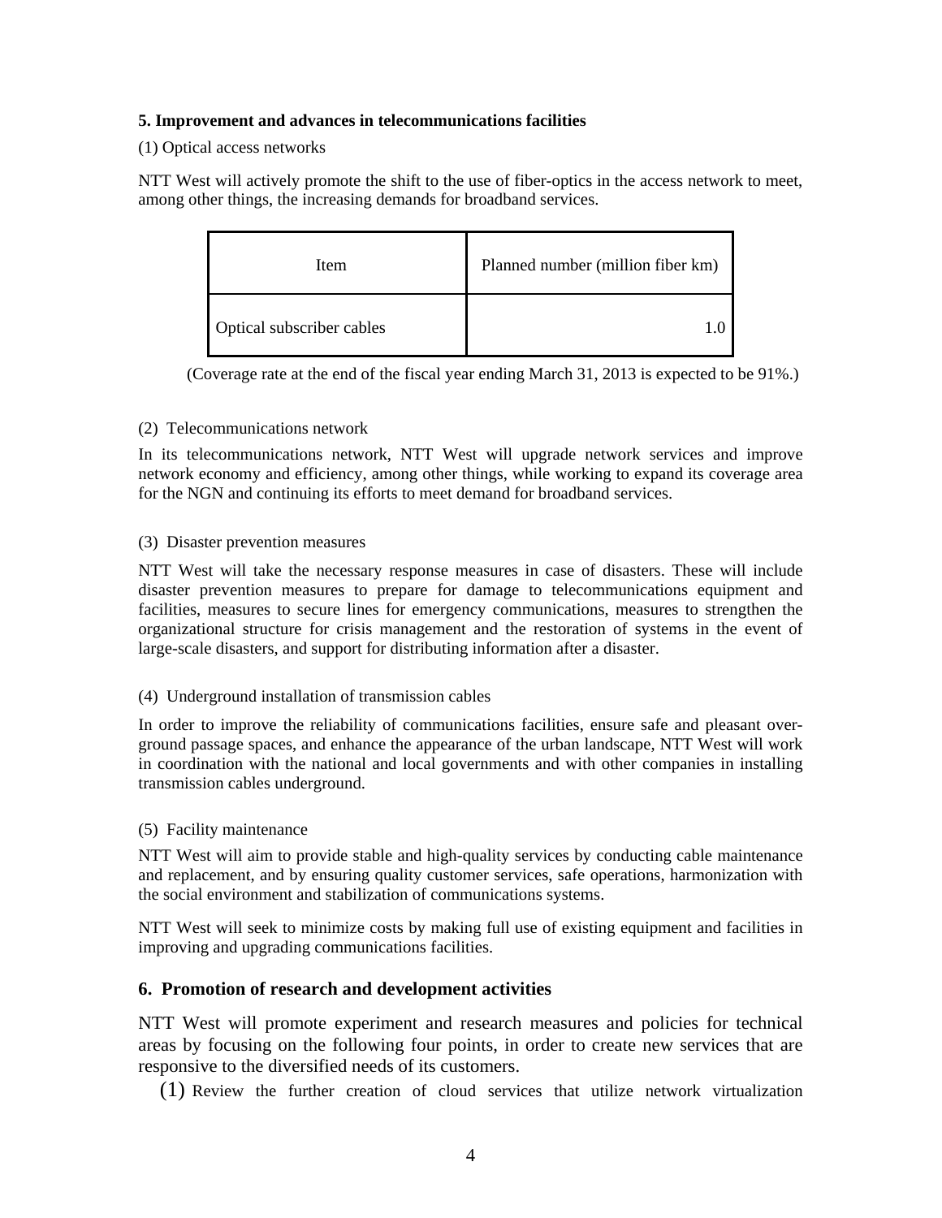**5. Improvement and advances in telecommunications facilities**

(1) Optical access networks

NTT West will actively promote the shift to the use of fiber-optics in the access network to meet, among other things, the increasing demands for broadband services.

| Item | Planned number (million fiber km) |
|---|---|
| Optical subscriber cables | 1.0 |

(Coverage rate at the end of the fiscal year ending March 31, 2013 is expected to be 91%.)

(2) Telecommunications network

In its telecommunications network, NTT West will upgrade network services and improve network economy and efficiency, among other things, while working to expand its coverage area for the NGN and continuing its efforts to meet demand for broadband services.

(3) Disaster prevention measures

NTT West will take the necessary response measures in case of disasters. These will include disaster prevention measures to prepare for damage to telecommunications equipment and facilities, measures to secure lines for emergency communications, measures to strengthen the organizational structure for crisis management and the restoration of systems in the event of large-scale disasters, and support for distributing information after a disaster.

(4) Underground installation of transmission cables

In order to improve the reliability of communications facilities, ensure safe and pleasant over-ground passage spaces, and enhance the appearance of the urban landscape, NTT West will work in coordination with the national and local governments and with other companies in installing transmission cables underground.

(5) Facility maintenance

NTT West will aim to provide stable and high-quality services by conducting cable maintenance and replacement, and by ensuring quality customer services, safe operations, harmonization with the social environment and stabilization of communications systems.

NTT West will seek to minimize costs by making full use of existing equipment and facilities in improving and upgrading communications facilities.

## 6. Promotion of research and development activities

NTT West will promote experiment and research measures and policies for technical areas by focusing on the following four points, in order to create new services that are responsive to the diversified needs of its customers.

(1) Review the further creation of cloud services that utilize network virtualization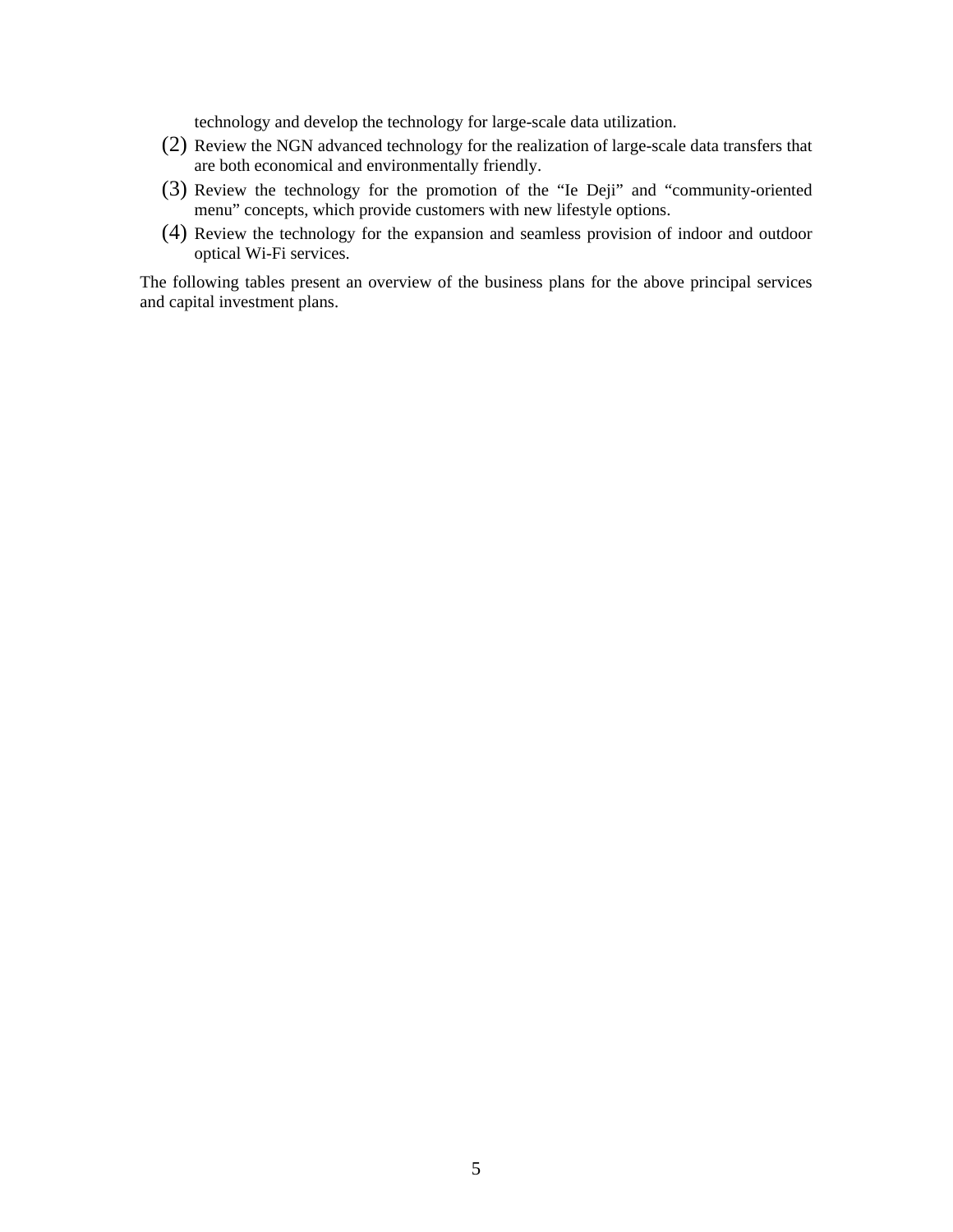technology and develop the technology for large-scale data utilization.

(2) Review the NGN advanced technology for the realization of large-scale data transfers that are both economical and environmentally friendly.

(3) Review the technology for the promotion of the "Ie Deji" and "community-oriented menu" concepts, which provide customers with new lifestyle options.

(4) Review the technology for the expansion and seamless provision of indoor and outdoor optical Wi-Fi services.

The following tables present an overview of the business plans for the above principal services and capital investment plans.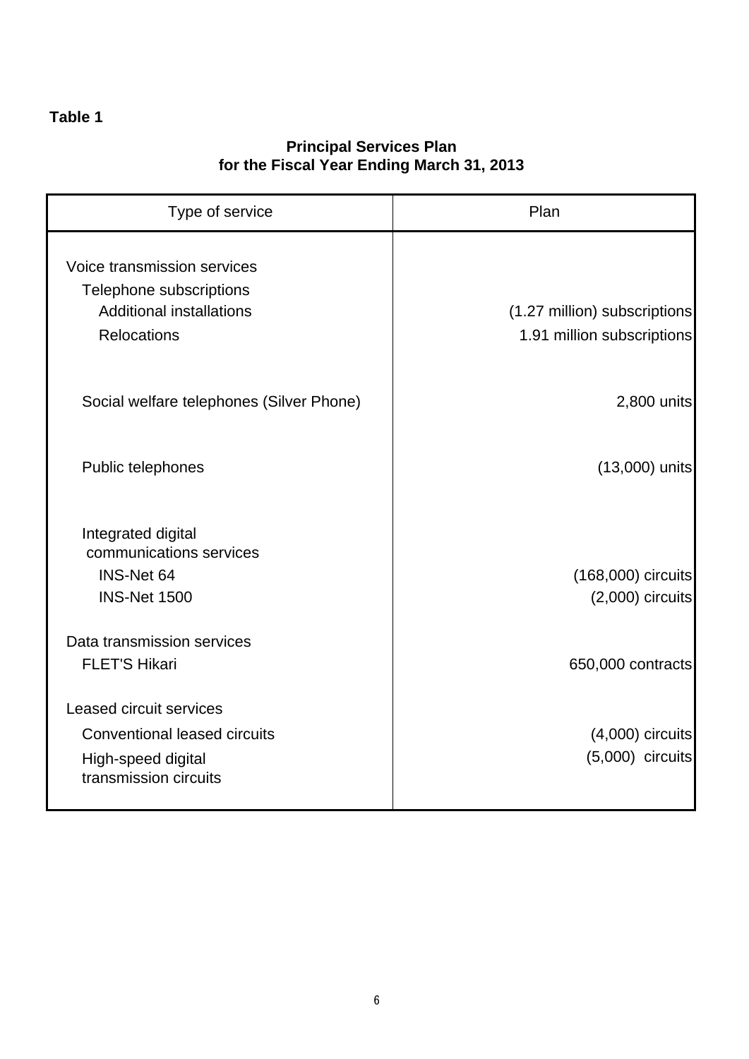**Table 1**

## Principal Services Plan for the Fiscal Year Ending March 31, 2013

| Type of service | Plan |
|---|---|
| Voice transmission services | |
| Telephone subscriptions | |
| Additional installations | (1.27 million) subscriptions |
| Relocations | 1.91 million subscriptions |
| Social welfare telephones (Silver Phone) | 2,800 units |
| Public telephones | (13,000) units |
| Integrated digital communications services | |
| INS-Net 64 | (168,000) circuits |
| INS-Net 1500 | (2,000) circuits |
| Data transmission services | |
| FLET'S Hikari | 650,000 contracts |
| Leased circuit services | |
| Conventional leased circuits | (4,000) circuits |
| High-speed digital transmission circuits | (5,000) circuits |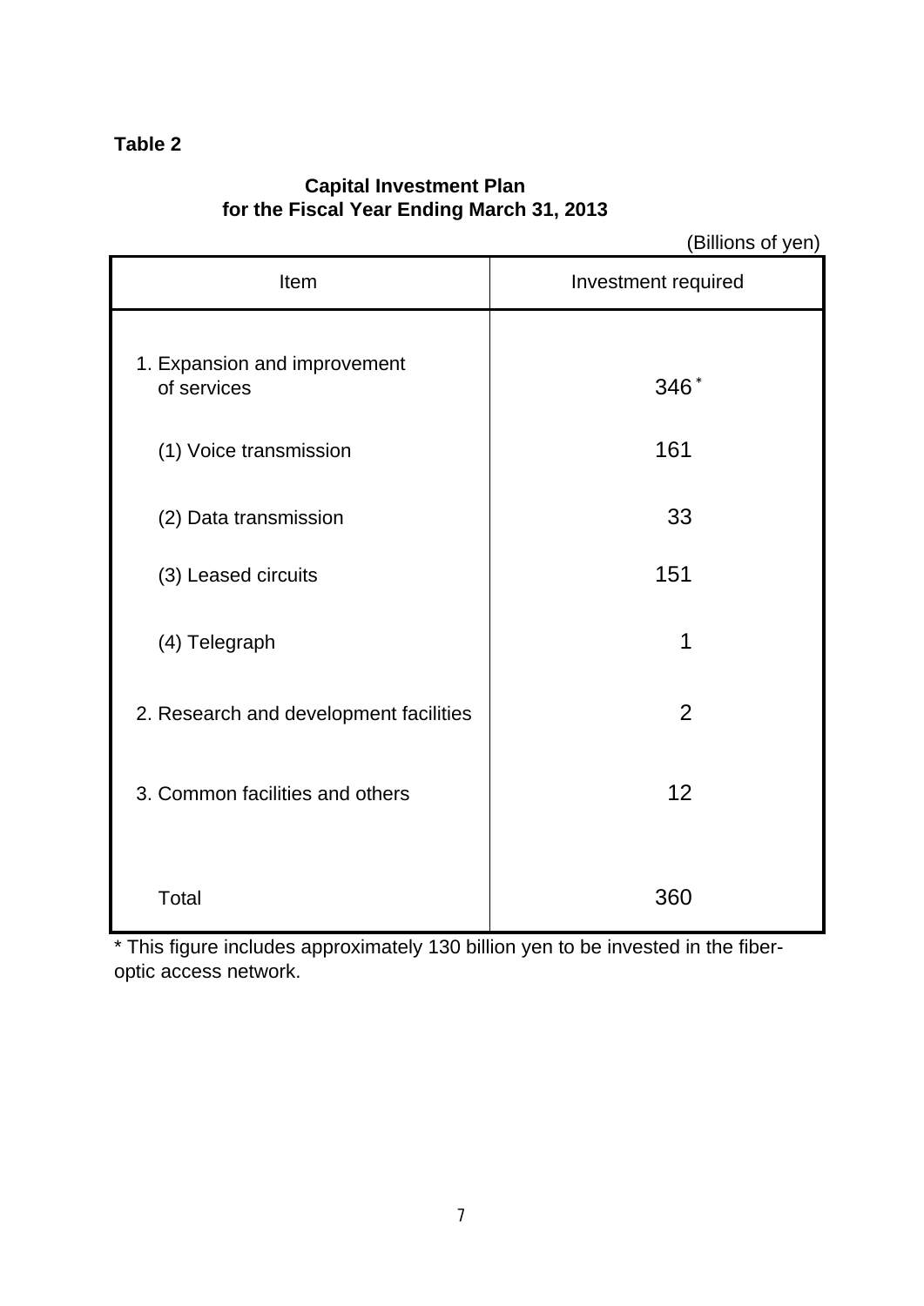**Table 2**

**Capital Investment Plan**
**for the Fiscal Year Ending March 31, 2013**

(Billions of yen)

| Item | Investment required |
|---|---|
| 1. Expansion and improvement of services | 346 * |
| (1) Voice transmission | 161 |
| (2) Data transmission | 33 |
| (3) Leased circuits | 151 |
| (4) Telegraph | 1 |
| 2. Research and development facilities | 2 |
| 3. Common facilities and others | 12 |
| Total | 360 |

* This figure includes approximately 130 billion yen to be invested in the fiber-optic access network.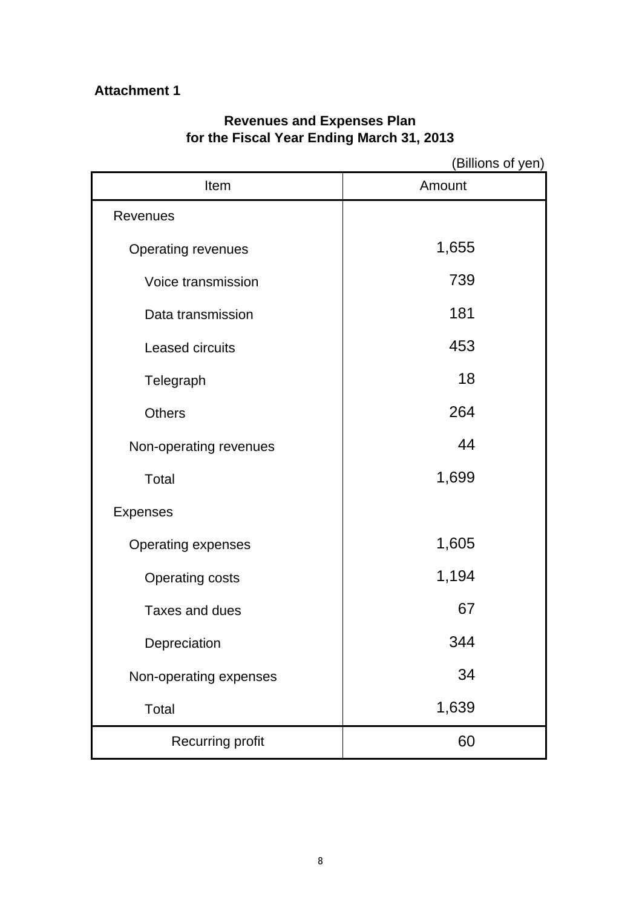**Attachment 1**

## Revenues and Expenses Plan for the Fiscal Year Ending March 31, 2013

(Billions of yen)

| Item | Amount |
|---|---|
| Revenues | |
| Operating revenues | 1,655 |
| Voice transmission | 739 |
| Data transmission | 181 |
| Leased circuits | 453 |
| Telegraph | 18 |
| Others | 264 |
| Non-operating revenues | 44 |
| Total | 1,699 |
| Expenses | |
| Operating expenses | 1,605 |
| Operating costs | 1,194 |
| Taxes and dues | 67 |
| Depreciation | 344 |
| Non-operating expenses | 34 |
| Total | 1,639 |
| Recurring profit | 60 |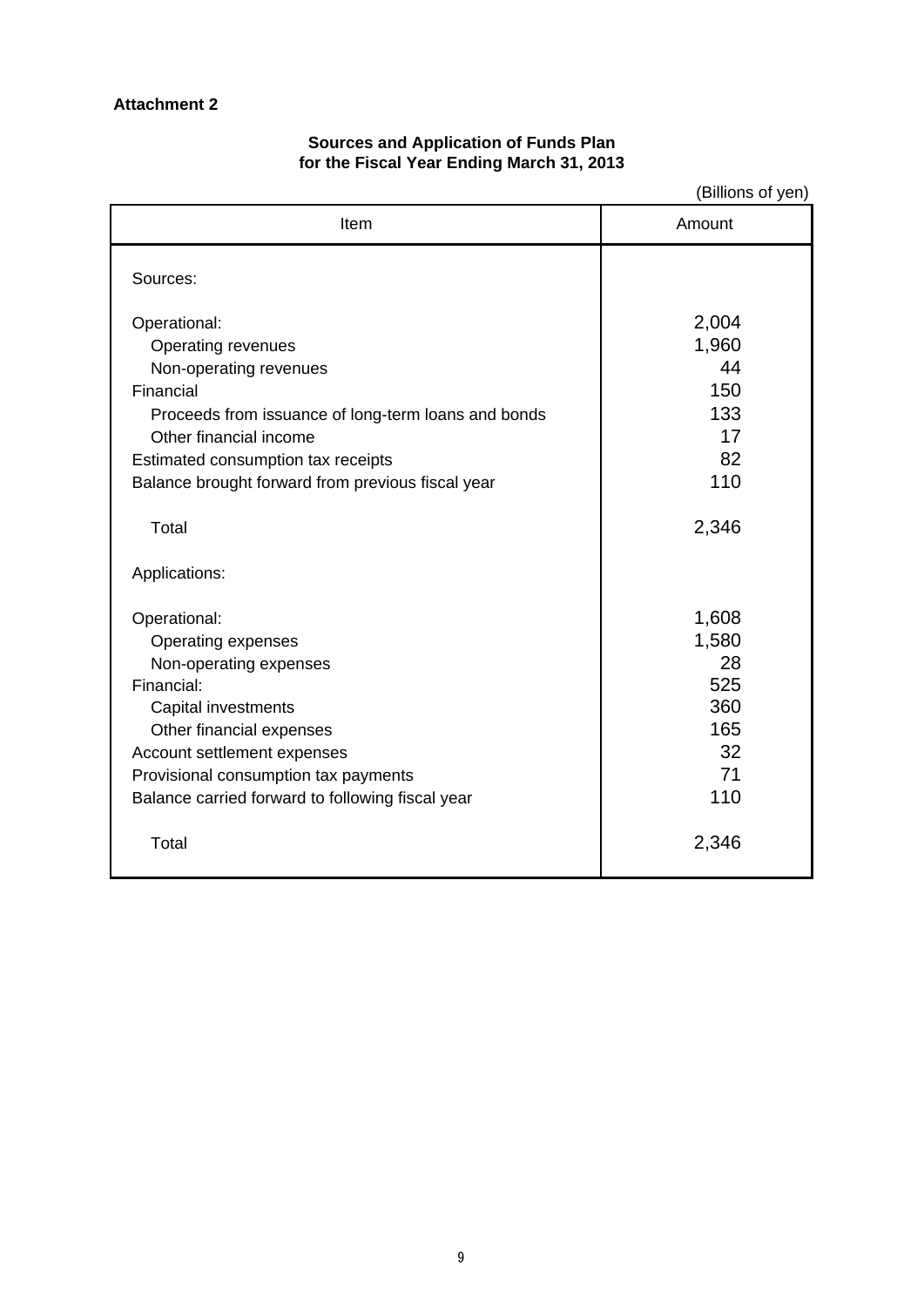**Attachment 2**

## Sources and Application of Funds Plan
## for the Fiscal Year Ending March 31, 2013

(Billions of yen)

| Item | Amount |
|---|---|
| Sources: | |
| Operational: | 2,004 |
| Operating revenues | 1,960 |
| Non-operating revenues | 44 |
| Financial | 150 |
| Proceeds from issuance of long-term loans and bonds | 133 |
| Other financial income | 17 |
| Estimated consumption tax receipts | 82 |
| Balance brought forward from previous fiscal year | 110 |
| Total | 2,346 |
| Applications: | |
| Operational: | 1,608 |
| Operating expenses | 1,580 |
| Non-operating expenses | 28 |
| Financial: | 525 |
| Capital investments | 360 |
| Other financial expenses | 165 |
| Account settlement expenses | 32 |
| Provisional consumption tax payments | 71 |
| Balance carried forward to following fiscal year | 110 |
| Total | 2,346 |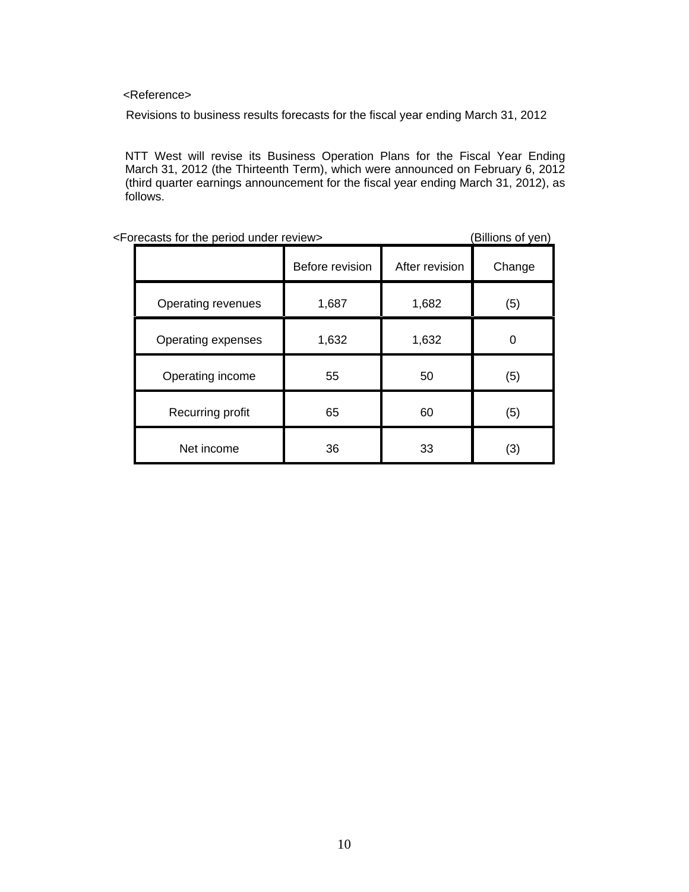<Reference>

Revisions to business results forecasts for the fiscal year ending March 31, 2012

NTT West will revise its Business Operation Plans for the Fiscal Year Ending March 31, 2012 (the Thirteenth Term), which were announced on February 6, 2012 (third quarter earnings announcement for the fiscal year ending March 31, 2012), as follows.

<Forecasts for the period under review> (Billions of yen)

| | Before revision | After revision | Change |
|---|---|---|---|
| Operating revenues | 1,687 | 1,682 | (5) |
| Operating expenses | 1,632 | 1,632 | 0 |
| Operating income | 55 | 50 | (5) |
| Recurring profit | 65 | 60 | (5) |
| Net income | 36 | 33 | (3) |